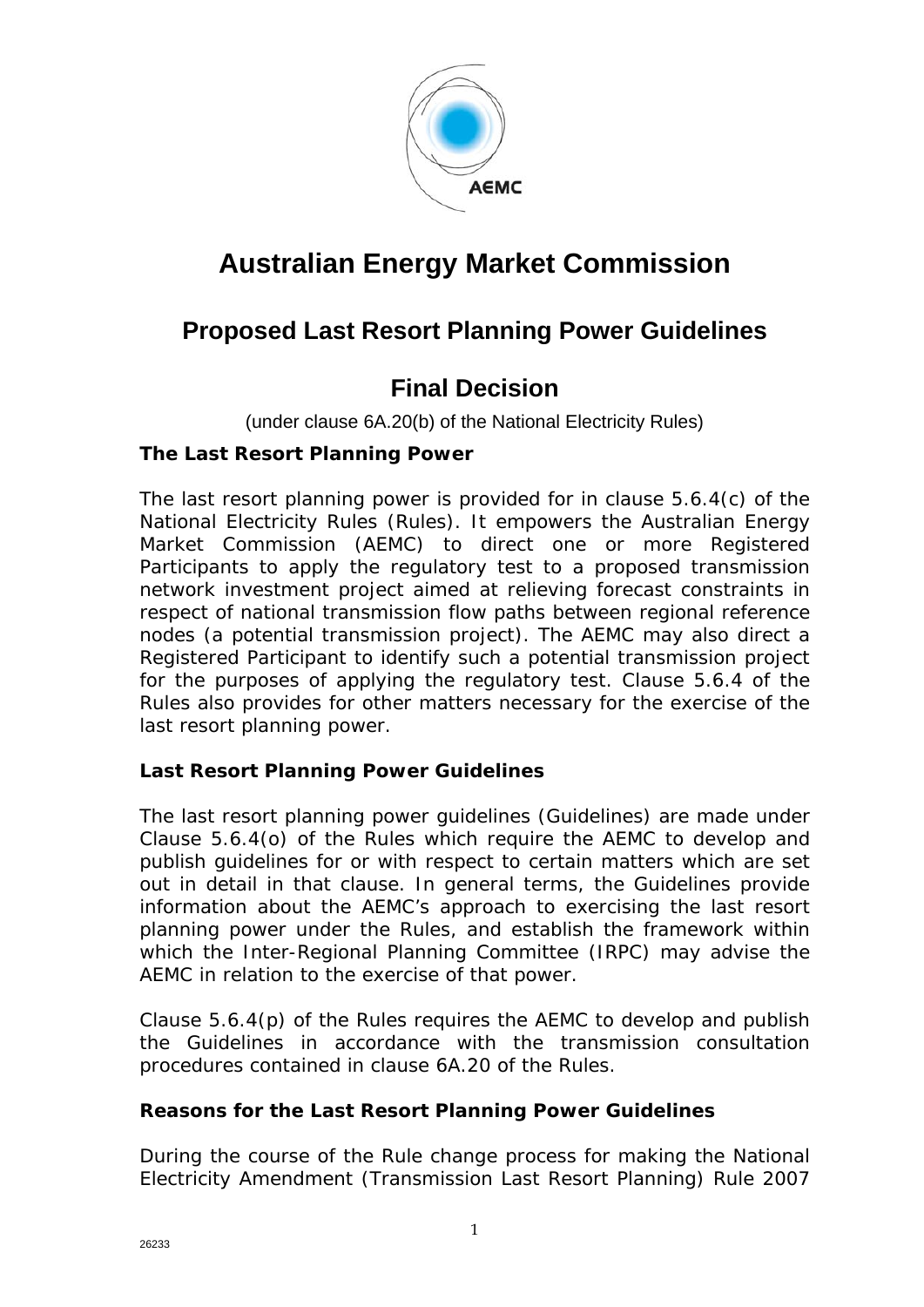# Australian Energy Market Commission

## Proposed Last Resort Planning Power Guidelines

## Final Decision

(under clause 6A.20(b) of the National Electricity Rules)

### The Last Resort Planning Power

The last resort planning power is provided for in clause 5.6.4(c) of the National Electricity Rules (Rules). It empowers the Australian Energy Market Commission (AEMC) to direct one or more Registered Participants to apply the regulatory test to a proposed transmission network investment project aimed at relieving forecast constraints in respect of national transmission flow paths between regional reference nodes (a potential transmission project). The AEMC may also direct a Registered Participant to identify such a potential transmission project for the purposes of applying the regulatory test. Clause 5.6.4 of the Rules also provides for other matters necessary for the exercise of the last resort planning power.

### Last Resort Planning Power Guidelines

The last resort planning power guidelines (Guidelines) are made under Clause 5.6.4(o) of the Rules which require the AEMC to develop and publish guidelines for or with respect to certain matters which are set out in detail in that clause. In general terms, the Guidelines provide information about the AEMC's approach to exercising the last resort planning power under the Rules, and establish the framework within which the Inter-Regional Planning Committee (IRPC) may advise the AEMC in relation to the exercise of that power.

Clause 5.6.4(p) of the Rules requires the AEMC to develop and publish the Guidelines in accordance with the transmission consultation procedures contained in clause 6A.20 of the Rules.

### Reasons for the Last Resort Planning Power Guidelines

During the course of the Rule change process for making the National Electricity Amendment (Transmission Last Resort Planning) Rule 2007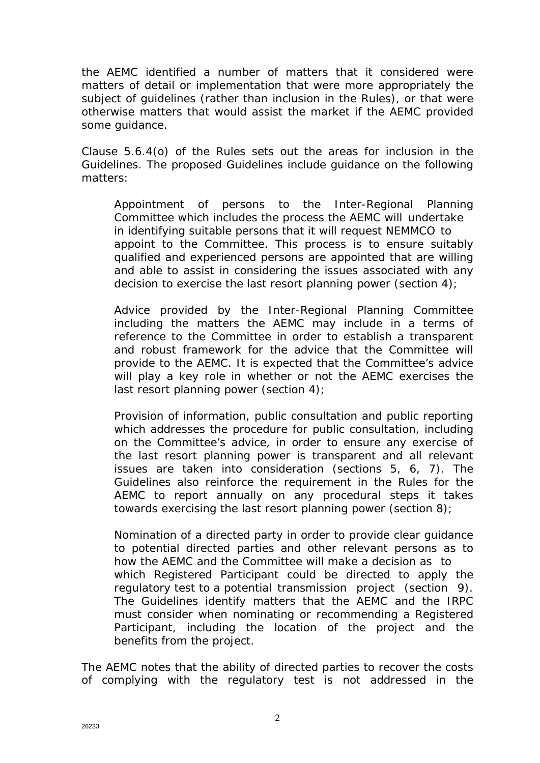the AEMC identified a number of matters that it considered were matters of detail or implementation that were more appropriately the subject of guidelines (rather than inclusion in the Rules), or that were otherwise matters that would assist the market if the AEMC provided some guidance.

Clause 5.6.4(o) of the Rules sets out the areas for inclusion in the Guidelines. The proposed Guidelines include guidance on the following matters:

> Appointment of persons to the Inter-Regional Planning Committee which includes the process the AEMC will undertake in identifying suitable persons that it will request NEMMCO to appoint to the Committee. This process is to ensure suitably qualified and experienced persons are appointed that are willing and able to assist in considering the issues associated with any decision to exercise the last resort planning power (section 4);
>
> Advice provided by the Inter-Regional Planning Committee including the matters the AEMC may include in a terms of reference to the Committee in order to establish a transparent and robust framework for the advice that the Committee will provide to the AEMC. It is expected that the Committee's advice will play a key role in whether or not the AEMC exercises the last resort planning power (section 4);
>
> Provision of information, public consultation and public reporting which addresses the procedure for public consultation, including on the Committee's advice, in order to ensure any exercise of the last resort planning power is transparent and all relevant issues are taken into consideration (sections 5, 6, 7). The Guidelines also reinforce the requirement in the Rules for the AEMC to report annually on any procedural steps it takes towards exercising the last resort planning power (section 8);
>
> Nomination of a directed party in order to provide clear guidance to potential directed parties and other relevant persons as to how the AEMC and the Committee will make a decision as to which Registered Participant could be directed to apply the regulatory test to a potential transmission project (section 9). The Guidelines identify matters that the AEMC and the IRPC must consider when nominating or recommending a Registered Participant, including the location of the project and the benefits from the project.

The AEMC notes that the ability of directed parties to recover the costs of complying with the regulatory test is not addressed in the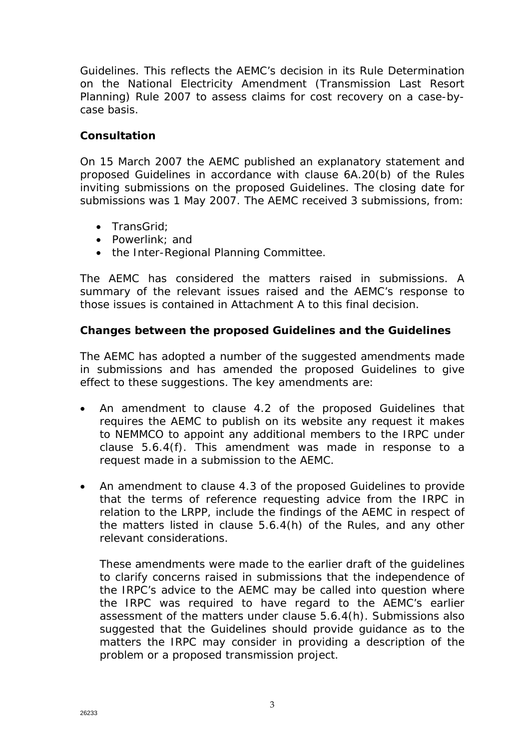Guidelines. This reflects the AEMC's decision in its Rule Determination on the National Electricity Amendment (Transmission Last Resort Planning) Rule 2007 to assess claims for cost recovery on a case-by-case basis.

**Consultation**

On 15 March 2007 the AEMC published an explanatory statement and proposed Guidelines in accordance with clause 6A.20(b) of the Rules inviting submissions on the proposed Guidelines. The closing date for submissions was 1 May 2007. The AEMC received 3 submissions, from:

- TransGrid;
- Powerlink; and
- the Inter-Regional Planning Committee.

The AEMC has considered the matters raised in submissions. A summary of the relevant issues raised and the AEMC's response to those issues is contained in Attachment A to this final decision.

**Changes between the proposed Guidelines and the Guidelines**

The AEMC has adopted a number of the suggested amendments made in submissions and has amended the proposed Guidelines to give effect to these suggestions. The key amendments are:

- An amendment to clause 4.2 of the proposed Guidelines that requires the AEMC to publish on its website any request it makes to NEMMCO to appoint any additional members to the IRPC under clause 5.6.4(f). This amendment was made in response to a request made in a submission to the AEMC.

- An amendment to clause 4.3 of the proposed Guidelines to provide that the terms of reference requesting advice from the IRPC in relation to the LRPP, include the findings of the AEMC in respect of the matters listed in clause 5.6.4(h) of the Rules, and any other relevant considerations.

  These amendments were made to the earlier draft of the guidelines to clarify concerns raised in submissions that the independence of the IRPC's advice to the AEMC may be called into question where the IRPC was required to have regard to the AEMC's earlier assessment of the matters under clause 5.6.4(h). Submissions also suggested that the Guidelines should provide guidance as to the matters the IRPC may consider in providing a description of the problem or a proposed transmission project.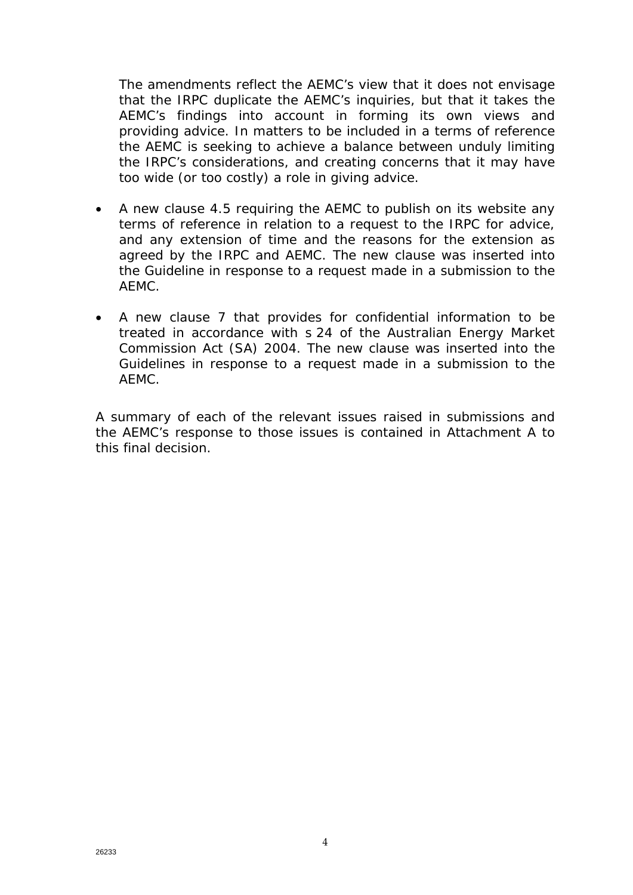The amendments reflect the AEMC's view that it does not envisage that the IRPC duplicate the AEMC's inquiries, but that it takes the AEMC's findings into account in forming its own views and providing advice. In matters to be included in a terms of reference the AEMC is seeking to achieve a balance between unduly limiting the IRPC's considerations, and creating concerns that it may have too wide (or too costly) a role in giving advice.

- A new clause 4.5 requiring the AEMC to publish on its website any terms of reference in relation to a request to the IRPC for advice, and any extension of time and the reasons for the extension as agreed by the IRPC and AEMC. The new clause was inserted into the Guideline in response to a request made in a submission to the AEMC.
- A new clause 7 that provides for confidential information to be treated in accordance with s 24 of the Australian Energy Market Commission Act (SA) 2004. The new clause was inserted into the Guidelines in response to a request made in a submission to the AEMC.

A summary of each of the relevant issues raised in submissions and the AEMC's response to those issues is contained in Attachment A to this final decision.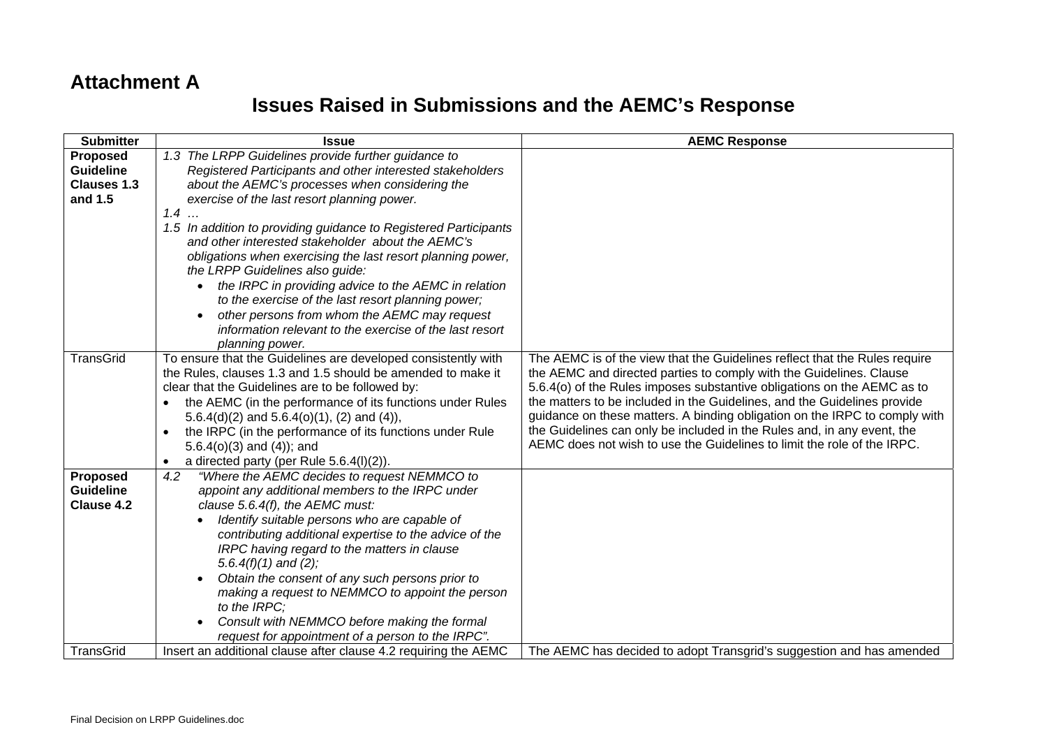# Attachment A

## Issues Raised in Submissions and the AEMC's Response

| Submitter | Issue | AEMC Response |
|---|---|---|
| **Proposed Guideline Clauses 1.3 and 1.5** | *1.3 The LRPP Guidelines provide further guidance to Registered Participants and other interested stakeholders about the AEMC's processes when considering the exercise of the last resort planning power.*<br>*1.4 …*<br>*1.5 In addition to providing guidance to Registered Participants and other interested stakeholder about the AEMC's obligations when exercising the last resort planning power, the LRPP Guidelines also guide:*<br>• *the IRPC in providing advice to the AEMC in relation to the exercise of the last resort planning power;*<br>• *other persons from whom the AEMC may request information relevant to the exercise of the last resort planning power.* | |
| TransGrid | To ensure that the Guidelines are developed consistently with the Rules, clauses 1.3 and 1.5 should be amended to make it clear that the Guidelines are to be followed by:<br>• the AEMC (in the performance of its functions under Rules 5.6.4(d)(2) and 5.6.4(o)(1), (2) and (4)),<br>• the IRPC (in the performance of its functions under Rule 5.6.4(o)(3) and (4)); and<br>• a directed party (per Rule 5.6.4(l)(2)). | The AEMC is of the view that the Guidelines reflect that the Rules require the AEMC and directed parties to comply with the Guidelines. Clause 5.6.4(o) of the Rules imposes substantive obligations on the AEMC as to the matters to be included in the Guidelines, and the Guidelines provide guidance on these matters. A binding obligation on the IRPC to comply with the Guidelines can only be included in the Rules and, in any event, the AEMC does not wish to use the Guidelines to limit the role of the IRPC. |
| **Proposed Guideline Clause 4.2** | *4.2 "Where the AEMC decides to request NEMMCO to appoint any additional members to the IRPC under clause 5.6.4(f), the AEMC must:*<br>• *Identify suitable persons who are capable of contributing additional expertise to the advice of the IRPC having regard to the matters in clause 5.6.4(f)(1) and (2);*<br>• *Obtain the consent of any such persons prior to making a request to NEMMCO to appoint the person to the IRPC;*<br>• *Consult with NEMMCO before making the formal request for appointment of a person to the IRPC".* | |
| TransGrid | Insert an additional clause after clause 4.2 requiring the AEMC | The AEMC has decided to adopt Transgrid's suggestion and has amended |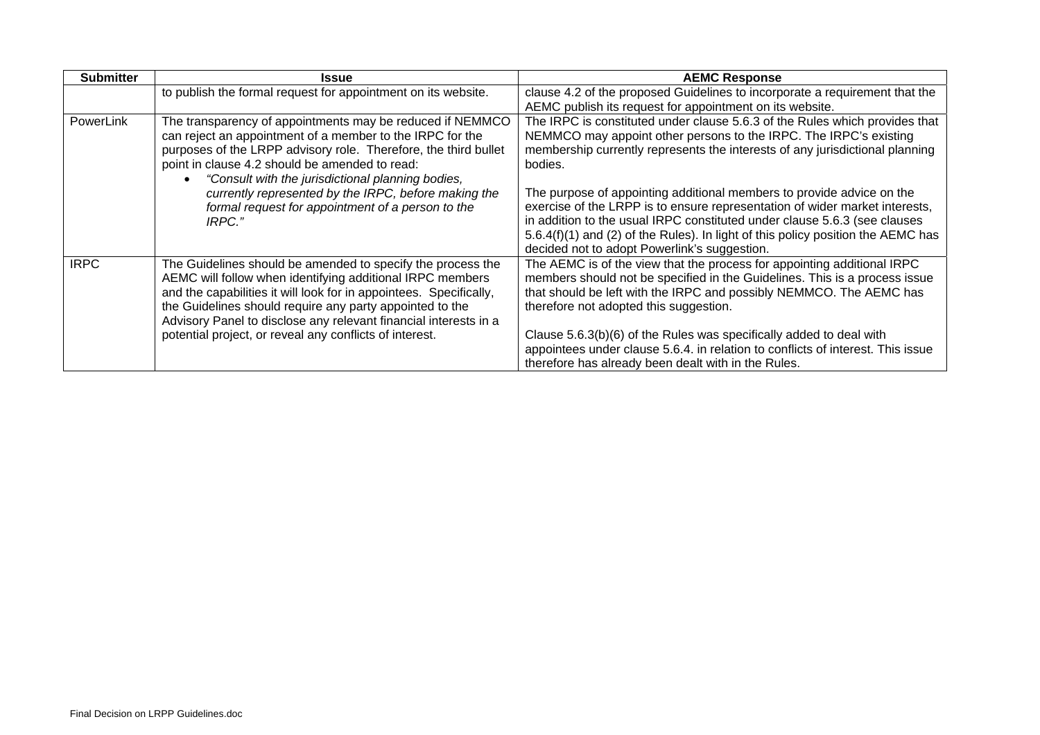| Submitter | Issue | AEMC Response |
|---|---|---|
| | to publish the formal request for appointment on its website. | clause 4.2 of the proposed Guidelines to incorporate a requirement that the AEMC publish its request for appointment on its website. |
| PowerLink | The transparency of appointments may be reduced if NEMMCO can reject an appointment of a member to the IRPC for the purposes of the LRPP advisory role. Therefore, the third bullet point in clause 4.2 should be amended to read:<br>• *"Consult with the jurisdictional planning bodies, currently represented by the IRPC, before making the formal request for appointment of a person to the IRPC."* | The IRPC is constituted under clause 5.6.3 of the Rules which provides that NEMMCO may appoint other persons to the IRPC. The IRPC's existing membership currently represents the interests of any jurisdictional planning bodies.<br><br>The purpose of appointing additional members to provide advice on the exercise of the LRPP is to ensure representation of wider market interests, in addition to the usual IRPC constituted under clause 5.6.3 (see clauses 5.6.4(f)(1) and (2) of the Rules). In light of this policy position the AEMC has decided not to adopt Powerlink's suggestion. |
| IRPC | The Guidelines should be amended to specify the process the AEMC will follow when identifying additional IRPC members and the capabilities it will look for in appointees. Specifically, the Guidelines should require any party appointed to the Advisory Panel to disclose any relevant financial interests in a potential project, or reveal any conflicts of interest. | The AEMC is of the view that the process for appointing additional IRPC members should not be specified in the Guidelines. This is a process issue that should be left with the IRPC and possibly NEMMCO. The AEMC has therefore not adopted this suggestion.<br><br>Clause 5.6.3(b)(6) of the Rules was specifically added to deal with appointees under clause 5.6.4. in relation to conflicts of interest. This issue therefore has already been dealt with in the Rules. |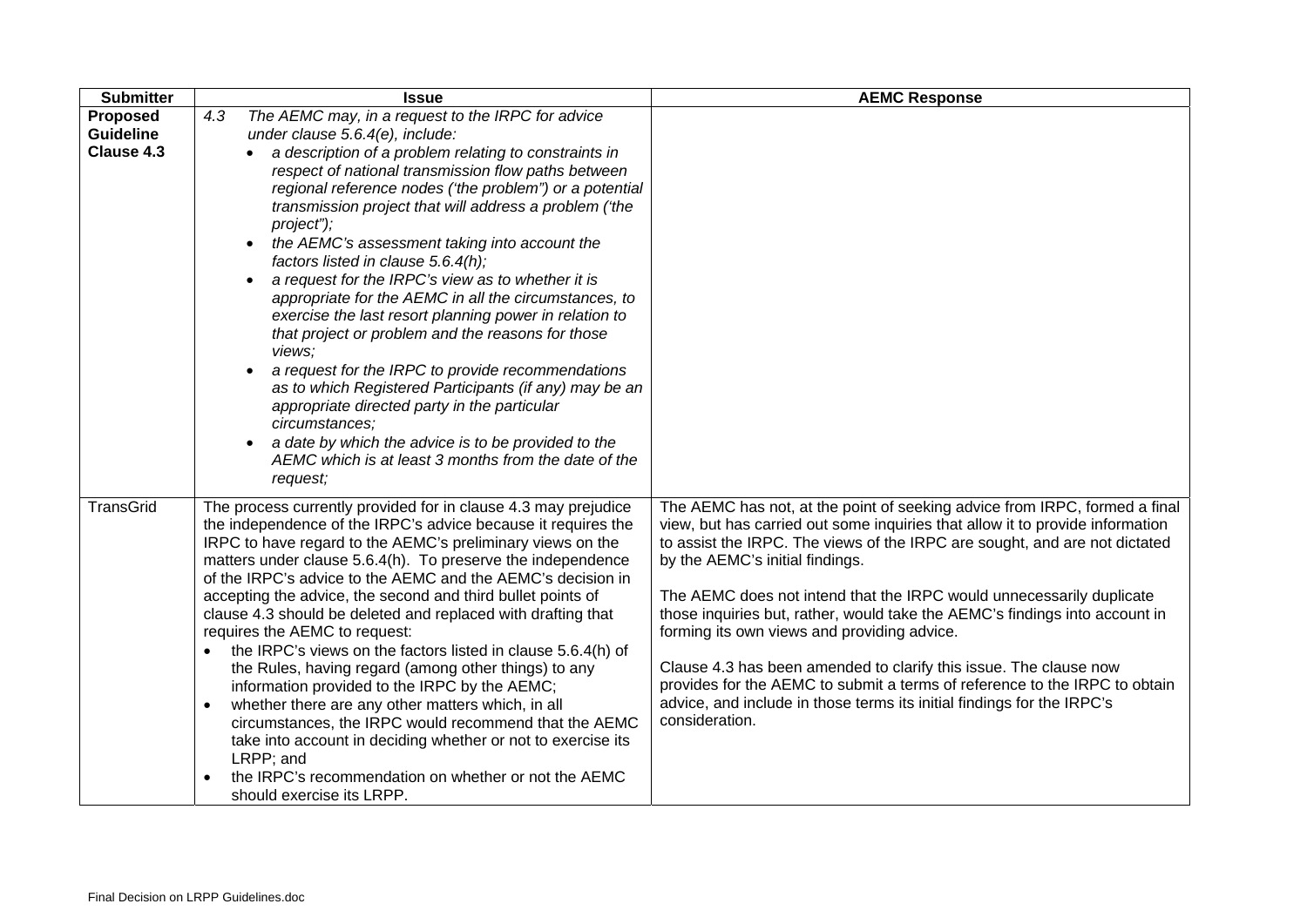| Submitter | Issue | AEMC Response |
|---|---|---|
| **Proposed Guideline Clause 4.3** | *4.3 The AEMC may, in a request to the IRPC for advice under clause 5.6.4(e), include:*<br>• *a description of a problem relating to constraints in respect of national transmission flow paths between regional reference nodes ('the problem") or a potential transmission project that will address a problem ('the project");*<br>• *the AEMC's assessment taking into account the factors listed in clause 5.6.4(h);*<br>• *a request for the IRPC's view as to whether it is appropriate for the AEMC in all the circumstances, to exercise the last resort planning power in relation to that project or problem and the reasons for those views;*<br>• *a request for the IRPC to provide recommendations as to which Registered Participants (if any) may be an appropriate directed party in the particular circumstances;*<br>• *a date by which the advice is to be provided to the AEMC which is at least 3 months from the date of the request;* | |
| TransGrid | The process currently provided for in clause 4.3 may prejudice the independence of the IRPC's advice because it requires the IRPC to have regard to the AEMC's preliminary views on the matters under clause 5.6.4(h). To preserve the independence of the IRPC's advice to the AEMC and the AEMC's decision in accepting the advice, the second and third bullet points of clause 4.3 should be deleted and replaced with drafting that requires the AEMC to request:<br>• the IRPC's views on the factors listed in clause 5.6.4(h) of the Rules, having regard (among other things) to any information provided to the IRPC by the AEMC;<br>• whether there are any other matters which, in all circumstances, the IRPC would recommend that the AEMC take into account in deciding whether or not to exercise its LRPP; and<br>• the IRPC's recommendation on whether or not the AEMC should exercise its LRPP. | The AEMC has not, at the point of seeking advice from IRPC, formed a final view, but has carried out some inquiries that allow it to provide information to assist the IRPC. The views of the IRPC are sought, and are not dictated by the AEMC's initial findings.<br><br>The AEMC does not intend that the IRPC would unnecessarily duplicate those inquiries but, rather, would take the AEMC's findings into account in forming its own views and providing advice.<br><br>Clause 4.3 has been amended to clarify this issue. The clause now provides for the AEMC to submit a terms of reference to the IRPC to obtain advice, and include in those terms its initial findings for the IRPC's consideration. |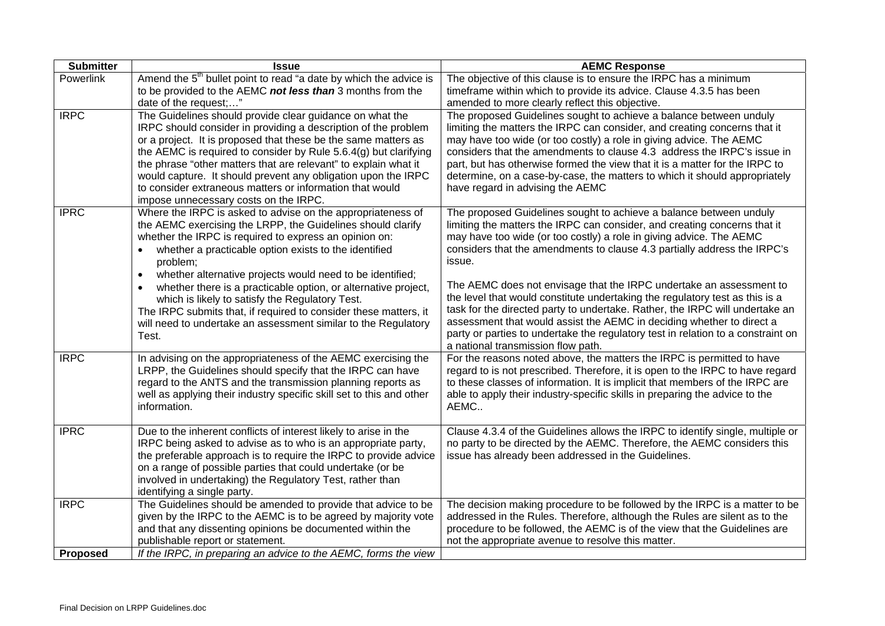| Submitter | Issue | AEMC Response |
|---|---|---|
| Powerlink | Amend the 5th bullet point to read "a date by which the advice is to be provided to the AEMC ***not less than*** 3 months from the date of the request;…" | The objective of this clause is to ensure the IRPC has a minimum timeframe within which to provide its advice. Clause 4.3.5 has been amended to more clearly reflect this objective. |
| IRPC | The Guidelines should provide clear guidance on what the IRPC should consider in providing a description of the problem or a project. It is proposed that these be the same matters as the AEMC is required to consider by Rule 5.6.4(g) but clarifying the phrase "other matters that are relevant" to explain what it would capture. It should prevent any obligation upon the IRPC to consider extraneous matters or information that would impose unnecessary costs on the IRPC. | The proposed Guidelines sought to achieve a balance between unduly limiting the matters the IRPC can consider, and creating concerns that it may have too wide (or too costly) a role in giving advice. The AEMC considers that the amendments to clause 4.3 address the IRPC's issue in part, but has otherwise formed the view that it is a matter for the IRPC to determine, on a case-by-case, the matters to which it should appropriately have regard in advising the AEMC |
| IPRC | Where the IRPC is asked to advise on the appropriateness of the AEMC exercising the LRPP, the Guidelines should clarify whether the IRPC is required to express an opinion on:<br>• whether a practicable option exists to the identified problem;<br>• whether alternative projects would need to be identified;<br>• whether there is a practicable option, or alternative project, which is likely to satisfy the Regulatory Test.<br>The IRPC submits that, if required to consider these matters, it will need to undertake an assessment similar to the Regulatory Test. | The proposed Guidelines sought to achieve a balance between unduly limiting the matters the IRPC can consider, and creating concerns that it may have too wide (or too costly) a role in giving advice. The AEMC considers that the amendments to clause 4.3 partially address the IRPC's issue.<br><br>The AEMC does not envisage that the IRPC undertake an assessment to the level that would constitute undertaking the regulatory test as this is a task for the directed party to undertake. Rather, the IRPC will undertake an assessment that would assist the AEMC in deciding whether to direct a party or parties to undertake the regulatory test in relation to a constraint on a national transmission flow path. |
| IRPC | In advising on the appropriateness of the AEMC exercising the LRPP, the Guidelines should specify that the IRPC can have regard to the ANTS and the transmission planning reports as well as applying their industry specific skill set to this and other information. | For the reasons noted above, the matters the IRPC is permitted to have regard to is not prescribed. Therefore, it is open to the IRPC to have regard to these classes of information. It is implicit that members of the IRPC are able to apply their industry-specific skills in preparing the advice to the AEMC.. |
| IPRC | Due to the inherent conflicts of interest likely to arise in the IRPC being asked to advise as to who is an appropriate party, the preferable approach is to require the IRPC to provide advice on a range of possible parties that could undertake (or be involved in undertaking) the Regulatory Test, rather than identifying a single party. | Clause 4.3.4 of the Guidelines allows the IRPC to identify single, multiple or no party to be directed by the AEMC. Therefore, the AEMC considers this issue has already been addressed in the Guidelines. |
| IRPC | The Guidelines should be amended to provide that advice to be given by the IRPC to the AEMC is to be agreed by majority vote and that any dissenting opinions be documented within the publishable report or statement. | The decision making procedure to be followed by the IRPC is a matter to be addressed in the Rules. Therefore, although the Rules are silent as to the procedure to be followed, the AEMC is of the view that the Guidelines are not the appropriate avenue to resolve this matter. |
| **Proposed** | *If the IRPC, in preparing an advice to the AEMC, forms the view* | |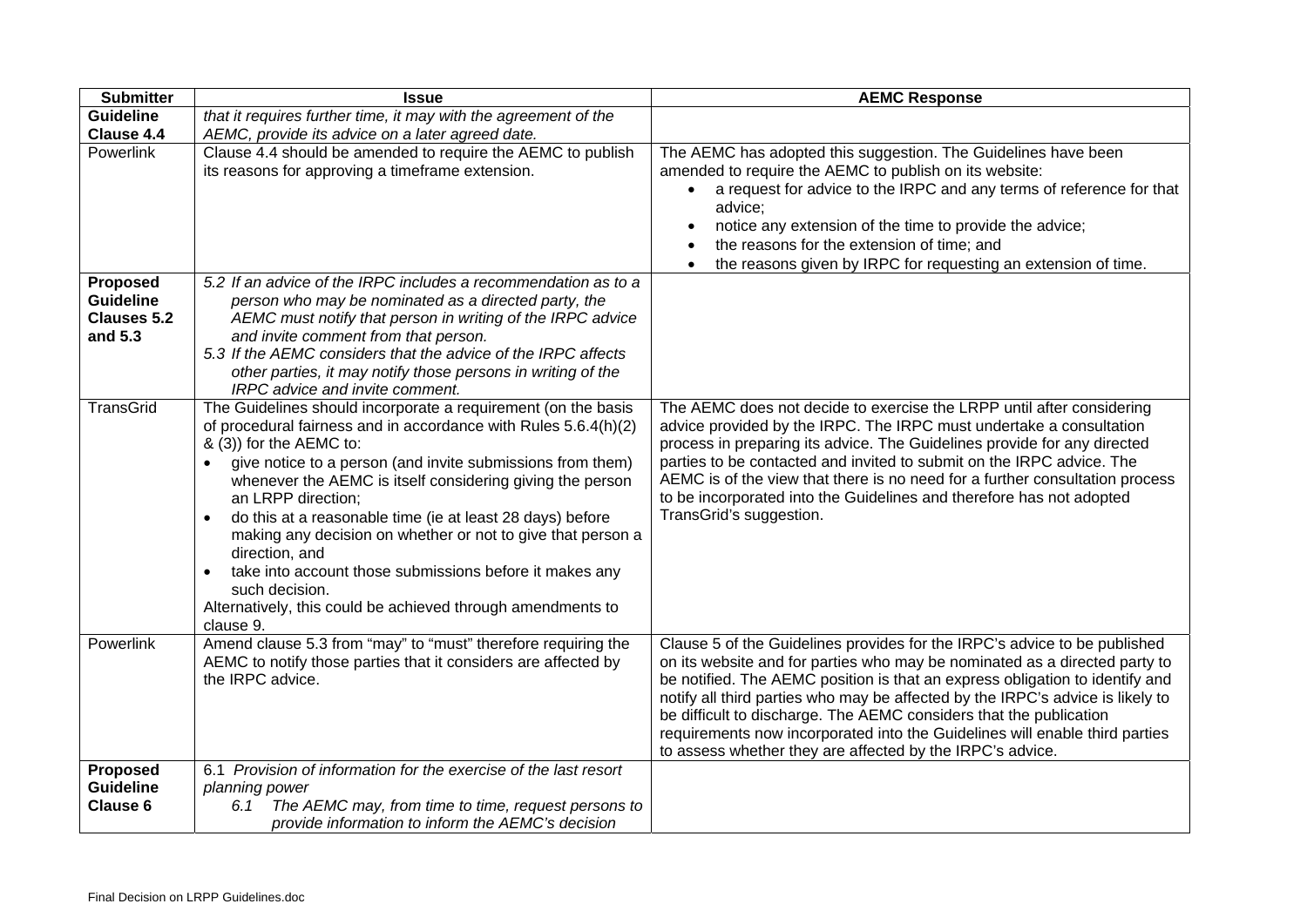| Submitter | Issue | AEMC Response |
|---|---|---|
| **Guideline Clause 4.4** | *that it requires further time, it may with the agreement of the AEMC, provide its advice on a later agreed date.* | |
| Powerlink | Clause 4.4 should be amended to require the AEMC to publish its reasons for approving a timeframe extension. | The AEMC has adopted this suggestion. The Guidelines have been amended to require the AEMC to publish on its website:<br>• a request for advice to the IRPC and any terms of reference for that advice;<br>• notice any extension of the time to provide the advice;<br>• the reasons for the extension of time; and<br>• the reasons given by IRPC for requesting an extension of time. |
| **Proposed Guideline Clauses 5.2 and 5.3** | *5.2 If an advice of the IRPC includes a recommendation as to a person who may be nominated as a directed party, the AEMC must notify that person in writing of the IRPC advice and invite comment from that person.*<br>*5.3 If the AEMC considers that the advice of the IRPC affects other parties, it may notify those persons in writing of the IRPC advice and invite comment.* | |
| TransGrid | The Guidelines should incorporate a requirement (on the basis of procedural fairness and in accordance with Rules 5.6.4(h)(2) & (3)) for the AEMC to:<br>• give notice to a person (and invite submissions from them) whenever the AEMC is itself considering giving the person an LRPP direction;<br>• do this at a reasonable time (ie at least 28 days) before making any decision on whether or not to give that person a direction, and<br>• take into account those submissions before it makes any such decision.<br>Alternatively, this could be achieved through amendments to clause 9. | The AEMC does not decide to exercise the LRPP until after considering advice provided by the IRPC. The IRPC must undertake a consultation process in preparing its advice. The Guidelines provide for any directed parties to be contacted and invited to submit on the IRPC advice. The AEMC is of the view that there is no need for a further consultation process to be incorporated into the Guidelines and therefore has not adopted TransGrid's suggestion. |
| Powerlink | Amend clause 5.3 from "may" to "must" therefore requiring the AEMC to notify those parties that it considers are affected by the IRPC advice. | Clause 5 of the Guidelines provides for the IRPC's advice to be published on its website and for parties who may be nominated as a directed party to be notified. The AEMC position is that an express obligation to identify and notify all third parties who may be affected by the IRPC's advice is likely to be difficult to discharge. The AEMC considers that the publication requirements now incorporated into the Guidelines will enable third parties to assess whether they are affected by the IRPC's advice. |
| **Proposed Guideline Clause 6** | 6.1 *Provision of information for the exercise of the last resort planning power*<br>*6.1 The AEMC may, from time to time, request persons to provide information to inform the AEMC's decision* | |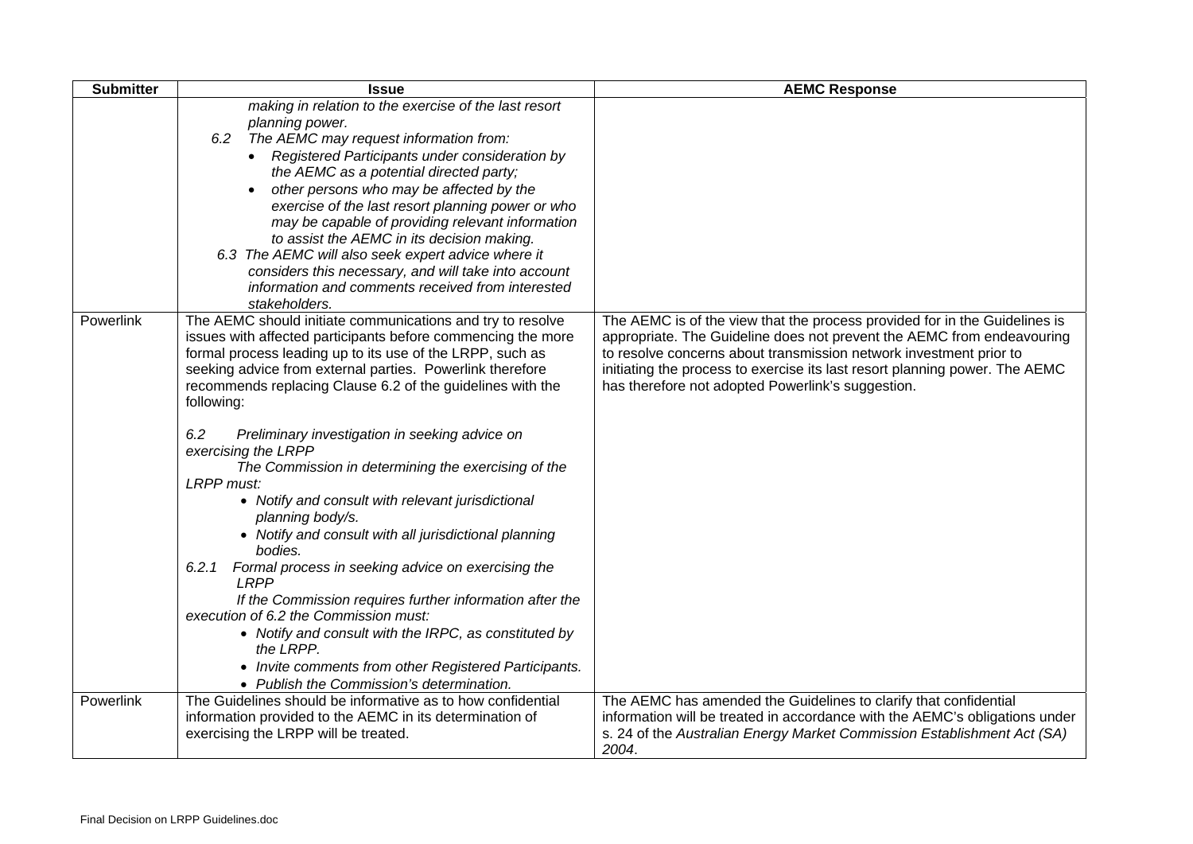| Submitter | Issue | AEMC Response |
|---|---|---|
| | *making in relation to the exercise of the last resort planning power.*<br>*6.2 The AEMC may request information from:*<br>• *Registered Participants under consideration by the AEMC as a potential directed party;*<br>• *other persons who may be affected by the exercise of the last resort planning power or who may be capable of providing relevant information to assist the AEMC in its decision making.*<br>*6.3 The AEMC will also seek expert advice where it considers this necessary, and will take into account information and comments received from interested stakeholders.* | |
| Powerlink | The AEMC should initiate communications and try to resolve issues with affected participants before commencing the more formal process leading up to its use of the LRPP, such as seeking advice from external parties. Powerlink therefore recommends replacing Clause 6.2 of the guidelines with the following:<br><br>*6.2 Preliminary investigation in seeking advice on exercising the LRPP*<br>*The Commission in determining the exercising of the LRPP must:*<br>• *Notify and consult with relevant jurisdictional planning body/s.*<br>• *Notify and consult with all jurisdictional planning bodies.*<br>*6.2.1 Formal process in seeking advice on exercising the LRPP*<br>*If the Commission requires further information after the execution of 6.2 the Commission must:*<br>• *Notify and consult with the IRPC, as constituted by the LRPP.*<br>• *Invite comments from other Registered Participants.*<br>• *Publish the Commission's determination.* | The AEMC is of the view that the process provided for in the Guidelines is appropriate. The Guideline does not prevent the AEMC from endeavouring to resolve concerns about transmission network investment prior to initiating the process to exercise its last resort planning power. The AEMC has therefore not adopted Powerlink's suggestion. |
| Powerlink | The Guidelines should be informative as to how confidential information provided to the AEMC in its determination of exercising the LRPP will be treated. | The AEMC has amended the Guidelines to clarify that confidential information will be treated in accordance with the AEMC's obligations under s. 24 of the *Australian Energy Market Commission Establishment Act (SA) 2004*. |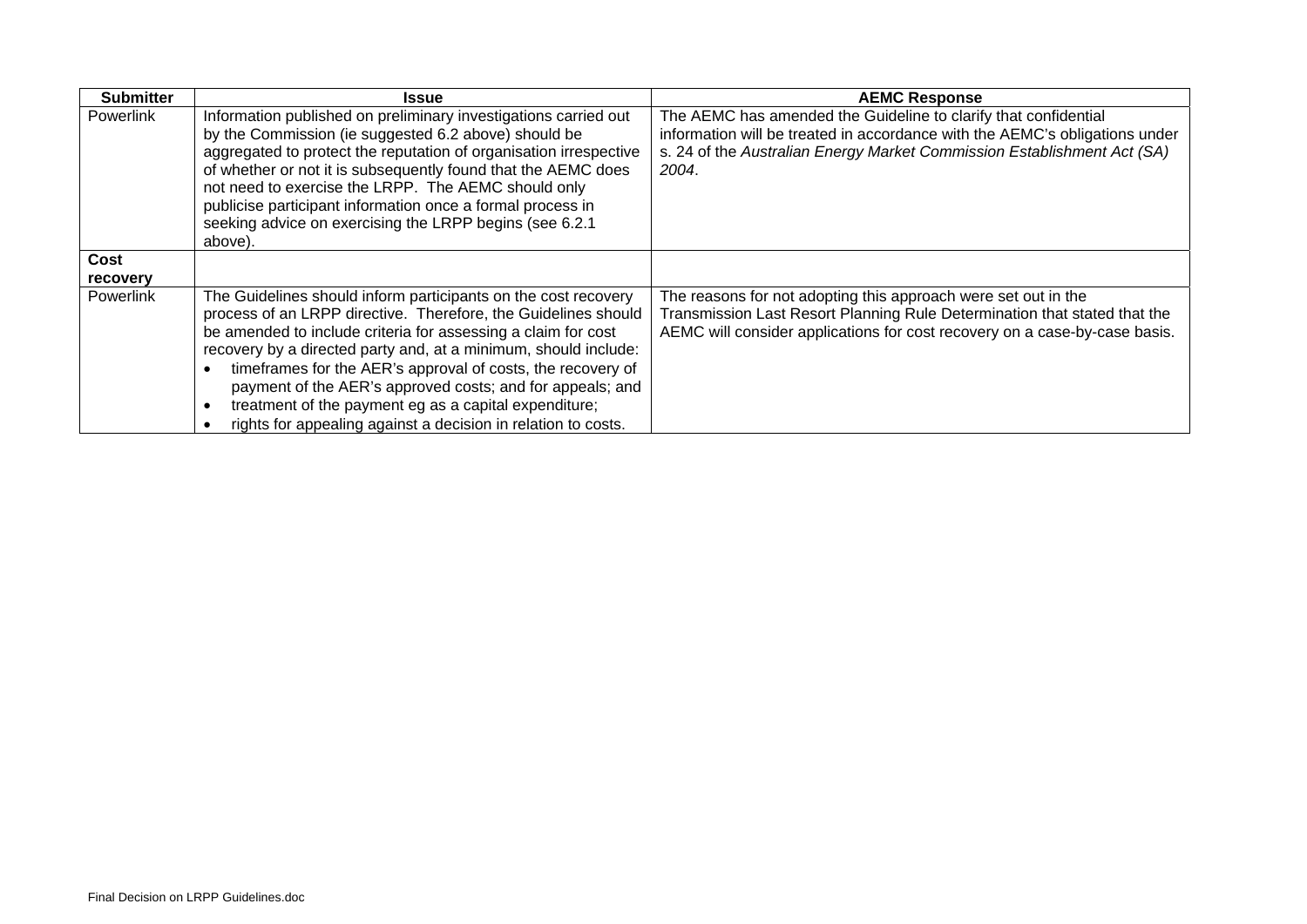| Submitter | Issue | AEMC Response |
|---|---|---|
| Powerlink | Information published on preliminary investigations carried out by the Commission (ie suggested 6.2 above) should be aggregated to protect the reputation of organisation irrespective of whether or not it is subsequently found that the AEMC does not need to exercise the LRPP. The AEMC should only publicise participant information once a formal process in seeking advice on exercising the LRPP begins (see 6.2.1 above). | The AEMC has amended the Guideline to clarify that confidential information will be treated in accordance with the AEMC's obligations under s. 24 of the *Australian Energy Market Commission Establishment Act (SA) 2004*. |
| **Cost recovery** | | |
| Powerlink | The Guidelines should inform participants on the cost recovery process of an LRPP directive. Therefore, the Guidelines should be amended to include criteria for assessing a claim for cost recovery by a directed party and, at a minimum, should include: <br>• timeframes for the AER's approval of costs, the recovery of payment of the AER's approved costs; and for appeals; and <br>• treatment of the payment eg as a capital expenditure; <br>• rights for appealing against a decision in relation to costs. | The reasons for not adopting this approach were set out in the Transmission Last Resort Planning Rule Determination that stated that the AEMC will consider applications for cost recovery on a case-by-case basis. |